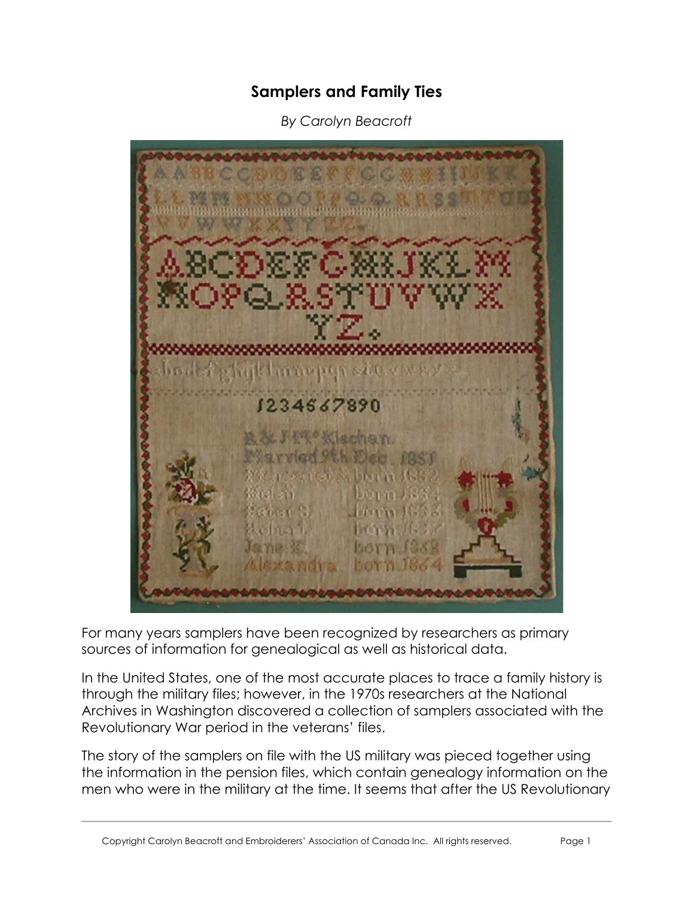# Samplers and Family Ties

*By Carolyn Beacroft*

For many years samplers have been recognized by researchers as primary sources of information for genealogical as well as historical data.

In the United States, one of the most accurate places to trace a family history is through the military files; however, in the 1970s researchers at the National Archives in Washington discovered a collection of samplers associated with the Revolutionary War period in the veterans' files.

The story of the samplers on file with the US military was pieced together using the information in the pension files, which contain genealogy information on the men who were in the military at the time. It seems that after the US Revolutionary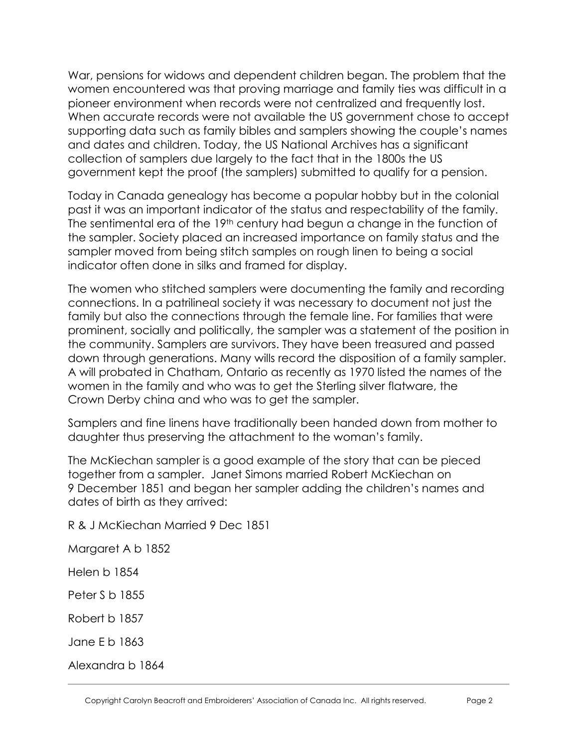War, pensions for widows and dependent children began. The problem that the women encountered was that proving marriage and family ties was difficult in a pioneer environment when records were not centralized and frequently lost. When accurate records were not available the US government chose to accept supporting data such as family bibles and samplers showing the couple's names and dates and children. Today, the US National Archives has a significant collection of samplers due largely to the fact that in the 1800s the US government kept the proof (the samplers) submitted to qualify for a pension.

Today in Canada genealogy has become a popular hobby but in the colonial past it was an important indicator of the status and respectability of the family. The sentimental era of the 19th century had begun a change in the function of the sampler. Society placed an increased importance on family status and the sampler moved from being stitch samples on rough linen to being a social indicator often done in silks and framed for display.

The women who stitched samplers were documenting the family and recording connections. In a patrilineal society it was necessary to document not just the family but also the connections through the female line. For families that were prominent, socially and politically, the sampler was a statement of the position in the community. Samplers are survivors. They have been treasured and passed down through generations. Many wills record the disposition of a family sampler. A will probated in Chatham, Ontario as recently as 1970 listed the names of the women in the family and who was to get the Sterling silver flatware, the Crown Derby china and who was to get the sampler.

Samplers and fine linens have traditionally been handed down from mother to daughter thus preserving the attachment to the woman's family.

The McKiechan sampler is a good example of the story that can be pieced together from a sampler. Janet Simons married Robert McKiechan on 9 December 1851 and began her sampler adding the children's names and dates of birth as they arrived:

R & J McKiechan Married 9 Dec 1851

Margaret A b 1852

Helen b 1854

Peter S b 1855

Robert b 1857

Jane E b 1863

Alexandra b 1864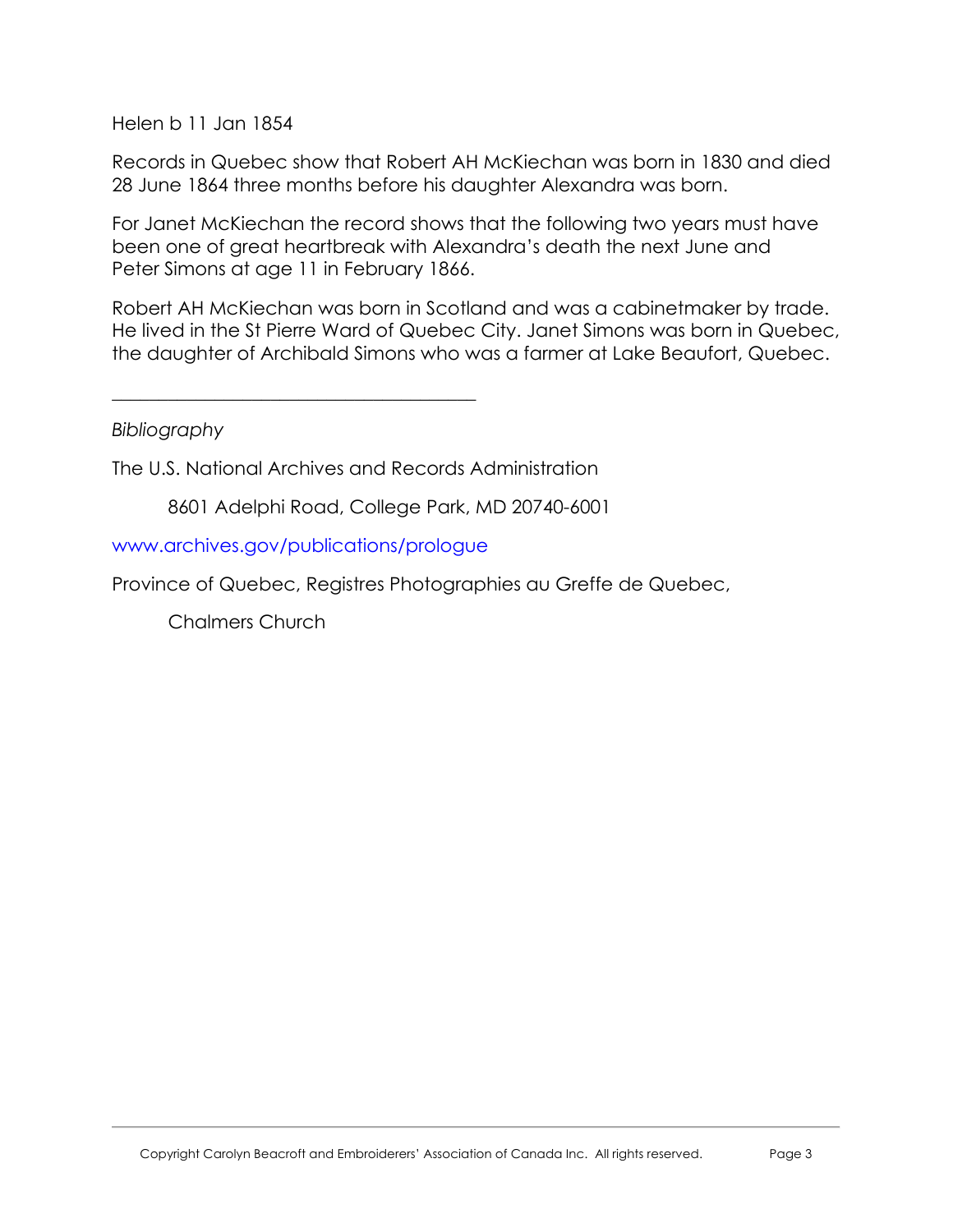Helen b 11 Jan 1854

Records in Quebec show that Robert AH McKiechan was born in 1830 and died 28 June 1864 three months before his daughter Alexandra was born.

For Janet McKiechan the record shows that the following two years must have been one of great heartbreak with Alexandra's death the next June and Peter Simons at age 11 in February 1866.

Robert AH McKiechan was born in Scotland and was a cabinetmaker by trade. He lived in the St Pierre Ward of Quebec City. Janet Simons was born in Quebec, the daughter of Archibald Simons who was a farmer at Lake Beaufort, Quebec.

---

*Bibliography*

The U.S. National Archives and Records Administration

    8601 Adelphi Road, College Park, MD 20740-6001

www.archives.gov/publications/prologue

Province of Quebec, Registres Photographies au Greffe de Quebec,

    Chalmers Church